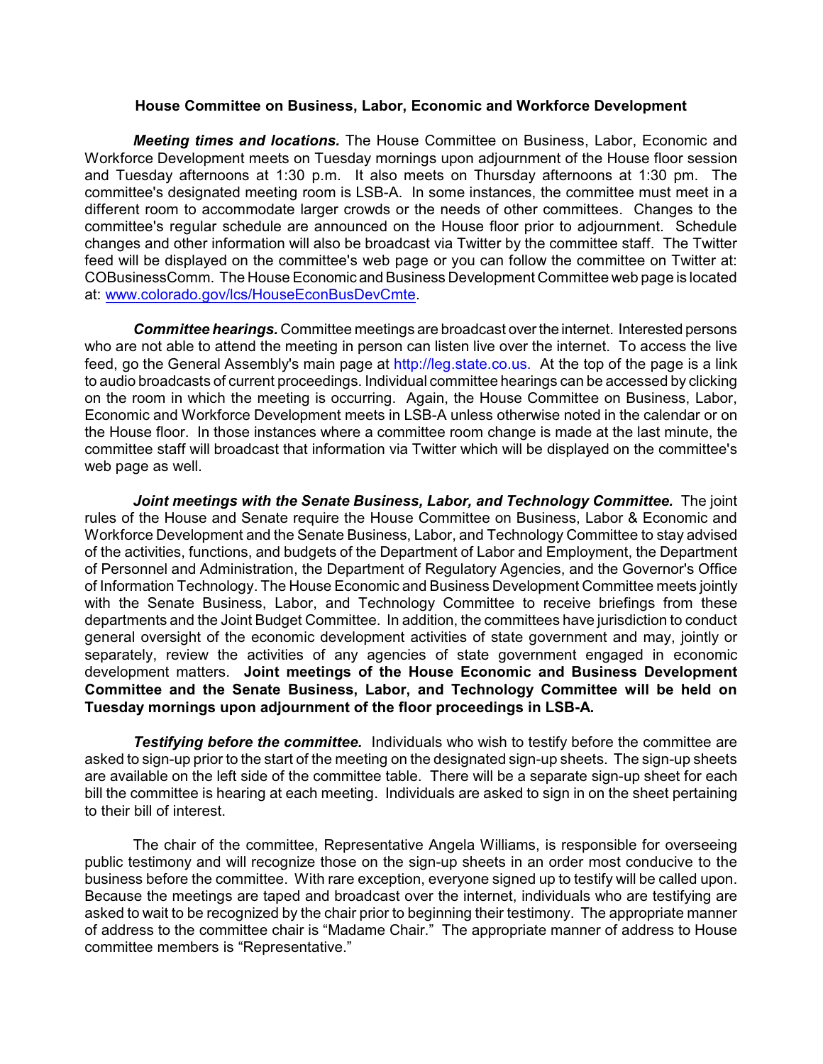## House Committee on Business, Labor, Economic and Workforce Development

***Meeting times and locations.*** The House Committee on Business, Labor, Economic and Workforce Development meets on Tuesday mornings upon adjournment of the House floor session and Tuesday afternoons at 1:30 p.m. It also meets on Thursday afternoons at 1:30 pm. The committee's designated meeting room is LSB-A. In some instances, the committee must meet in a different room to accommodate larger crowds or the needs of other committees. Changes to the committee's regular schedule are announced on the House floor prior to adjournment. Schedule changes and other information will also be broadcast via Twitter by the committee staff. The Twitter feed will be displayed on the committee's web page or you can follow the committee on Twitter at: COBusinessComm. The House Economic and Business Development Committee web page is located at: [www.colorado.gov/lcs/HouseEconBusDevCmte](http://www.colorado.gov/lcs/HouseEconBusDevCmte).

***Committee hearings.*** Committee meetings are broadcast over the internet. Interested persons who are not able to attend the meeting in person can listen live over the internet. To access the live feed, go the General Assembly's main page at http://leg.state.co.us. At the top of the page is a link to audio broadcasts of current proceedings. Individual committee hearings can be accessed by clicking on the room in which the meeting is occurring. Again, the House Committee on Business, Labor, Economic and Workforce Development meets in LSB-A unless otherwise noted in the calendar or on the House floor. In those instances where a committee room change is made at the last minute, the committee staff will broadcast that information via Twitter which will be displayed on the committee's web page as well.

***Joint meetings with the Senate Business, Labor, and Technology Committee.*** The joint rules of the House and Senate require the House Committee on Business, Labor & Economic and Workforce Development and the Senate Business, Labor, and Technology Committee to stay advised of the activities, functions, and budgets of the Department of Labor and Employment, the Department of Personnel and Administration, the Department of Regulatory Agencies, and the Governor's Office of Information Technology. The House Economic and Business Development Committee meets jointly with the Senate Business, Labor, and Technology Committee to receive briefings from these departments and the Joint Budget Committee. In addition, the committees have jurisdiction to conduct general oversight of the economic development activities of state government and may, jointly or separately, review the activities of any agencies of state government engaged in economic development matters. **Joint meetings of the House Economic and Business Development Committee and the Senate Business, Labor, and Technology Committee will be held on Tuesday mornings upon adjournment of the floor proceedings in LSB-A.**

***Testifying before the committee.*** Individuals who wish to testify before the committee are asked to sign-up prior to the start of the meeting on the designated sign-up sheets. The sign-up sheets are available on the left side of the committee table. There will be a separate sign-up sheet for each bill the committee is hearing at each meeting. Individuals are asked to sign in on the sheet pertaining to their bill of interest.

The chair of the committee, Representative Angela Williams, is responsible for overseeing public testimony and will recognize those on the sign-up sheets in an order most conducive to the business before the committee. With rare exception, everyone signed up to testify will be called upon. Because the meetings are taped and broadcast over the internet, individuals who are testifying are asked to wait to be recognized by the chair prior to beginning their testimony. The appropriate manner of address to the committee chair is "Madame Chair." The appropriate manner of address to House committee members is "Representative."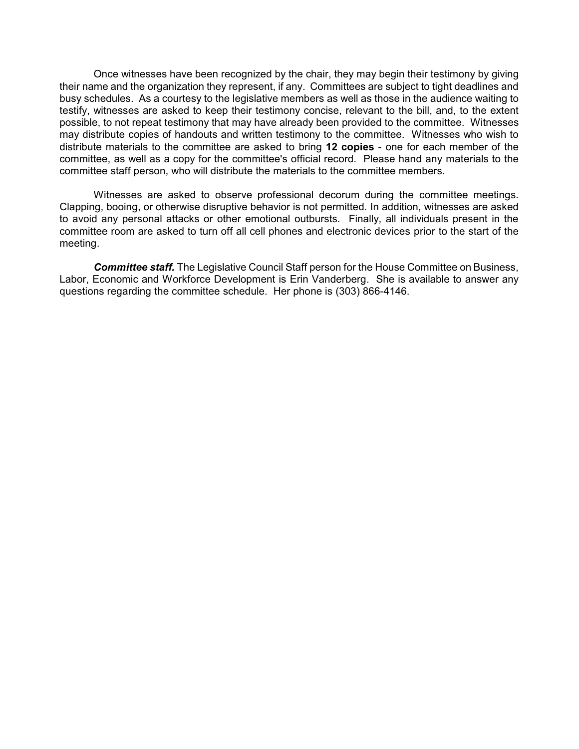Once witnesses have been recognized by the chair, they may begin their testimony by giving their name and the organization they represent, if any. Committees are subject to tight deadlines and busy schedules. As a courtesy to the legislative members as well as those in the audience waiting to testify, witnesses are asked to keep their testimony concise, relevant to the bill, and, to the extent possible, to not repeat testimony that may have already been provided to the committee. Witnesses may distribute copies of handouts and written testimony to the committee. Witnesses who wish to distribute materials to the committee are asked to bring **12 copies** - one for each member of the committee, as well as a copy for the committee's official record. Please hand any materials to the committee staff person, who will distribute the materials to the committee members.

Witnesses are asked to observe professional decorum during the committee meetings. Clapping, booing, or otherwise disruptive behavior is not permitted. In addition, witnesses are asked to avoid any personal attacks or other emotional outbursts. Finally, all individuals present in the committee room are asked to turn off all cell phones and electronic devices prior to the start of the meeting.

***Committee staff.*** The Legislative Council Staff person for the House Committee on Business, Labor, Economic and Workforce Development is Erin Vanderberg. She is available to answer any questions regarding the committee schedule. Her phone is (303) 866-4146.